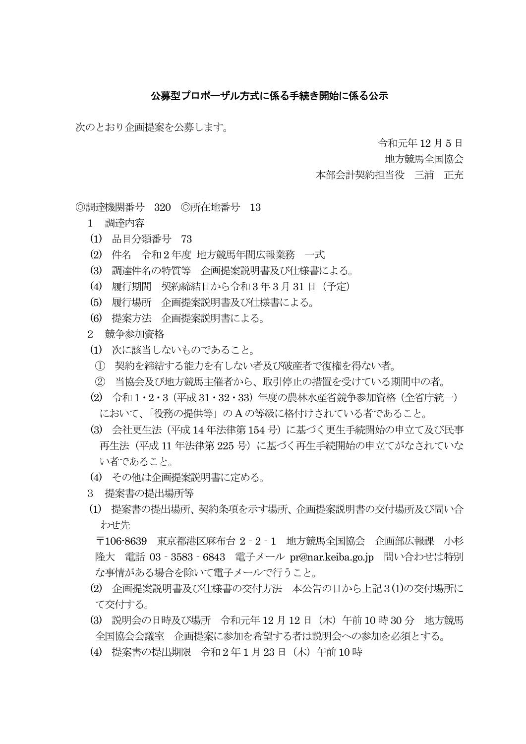## 公募型プロポーザル方式に係る手続き開始に係る公示

次のとおり企画提案を公募します。

令和元年 12 月 5 日
地方競馬全国協会
本部会計契約担当役　三浦　正充

◎調達機関番号　320　◎所在地番号　13

1　調達内容

⑴　品目分類番号　73

⑵　件名　令和 2 年度 地方競馬年間広報業務　一式

⑶　調達件名の特質等　企画提案説明書及び仕様書による。

⑷　履行期間　契約締結日から令和 3 年 3 月 31 日（予定）

⑸　履行場所　企画提案説明書及び仕様書による。

⑹　提案方法　企画提案説明書による。

2　競争参加資格

⑴　次に該当しないものであること。

①　契約を締結する能力を有しない者及び破産者で復権を得ない者。

②　当協会及び地方競馬主催者から、取引停止の措置を受けている期間中の者。

⑵　令和 1・2・3（平成 31・32・33）年度の農林水産省競争参加資格（全省庁統一）において、「役務の提供等」の A の等級に格付けされている者であること。

⑶　会社更生法（平成 14 年法律第 154 号）に基づく更生手続開始の申立て及び民事再生法（平成 11 年法律第 225 号）に基づく再生手続開始の申立てがなされていない者であること。

⑷　その他は企画提案説明書に定める。

3　提案書の提出場所等

⑴　提案書の提出場所、契約条項を示す場所、企画提案説明書の交付場所及び問い合わせ先

〒106-8639　東京都港区麻布台 2 - 2 - 1　地方競馬全国協会　企画部広報課　小杉隆大　電話 03 - 3583 - 6843　電子メール pr@nar.keiba.go.jp　問い合わせは特別な事情がある場合を除いて電子メールで行うこと。

⑵　企画提案説明書及び仕様書の交付方法　本公告の日から上記 3⑴の交付場所にて交付する。

⑶　説明会の日時及び場所　令和元年 12 月 12 日（木）午前 10 時 30 分　地方競馬全国協会会議室　企画提案に参加を希望する者は説明会への参加を必須とする。

⑷　提案書の提出期限　令和 2 年 1 月 23 日（木）午前 10 時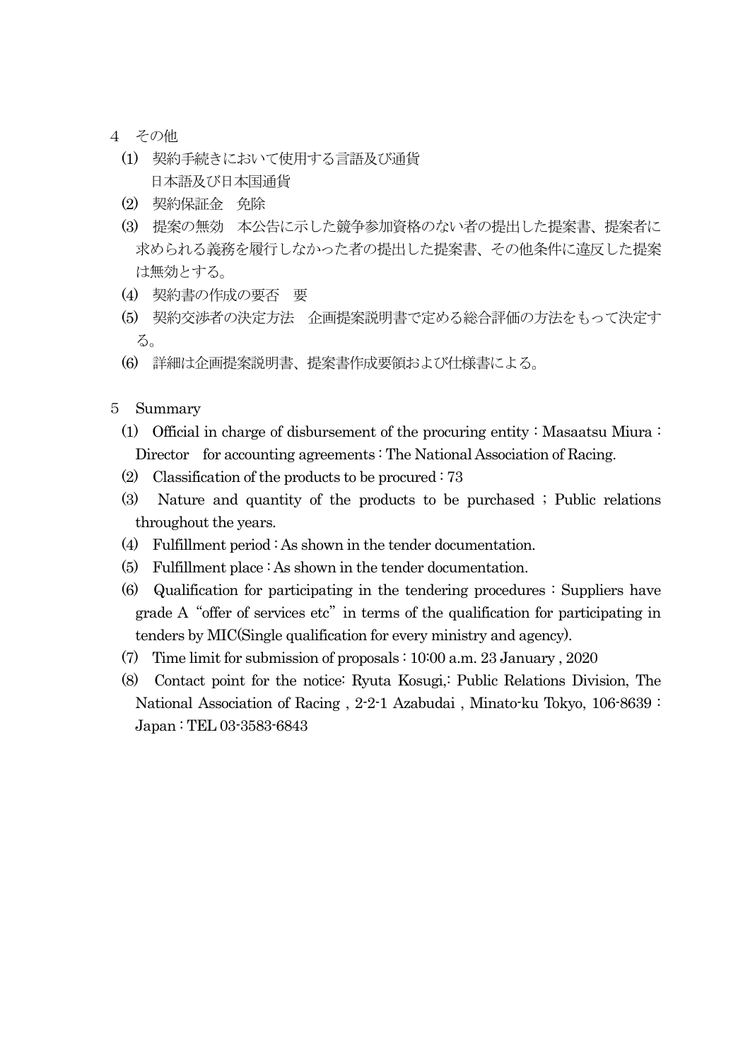4　その他

(1)　契約手続きにおいて使用する言語及び通貨
　日本語及び日本国通貨

(2)　契約保証金　免除

(3)　提案の無効　本公告に示した競争参加資格のない者の提出した提案書、提案者に求められる義務を履行しなかった者の提出した提案書、その他条件に違反した提案は無効とする。

(4)　契約書の作成の要否　要

(5)　契約交渉者の決定方法　企画提案説明書で定める総合評価の方法をもって決定する。

(6)　詳細は企画提案説明書、提案書作成要領および仕様書による。

5　Summary

(1)　Official in charge of disbursement of the procuring entity : Masaatsu Miura : Director　for accounting agreements : The National Association of Racing.

(2)　Classification of the products to be procured : 73

(3)　Nature and quantity of the products to be purchased ; Public relations throughout the years.

(4)　Fulfillment period : As shown in the tender documentation.

(5)　Fulfillment place : As shown in the tender documentation.

(6)　Qualification for participating in the tendering procedures : Suppliers have grade A "offer of services etc" in terms of the qualification for participating in tenders by MIC(Single qualification for every ministry and agency).

(7)　Time limit for submission of proposals : 10:00 a.m. 23 January , 2020

(8)　Contact point for the notice: Ryuta Kosugi,: Public Relations Division, The National Association of Racing , 2-2-1 Azabudai , Minato-ku Tokyo, 106-8639 : Japan : TEL 03-3583-6843